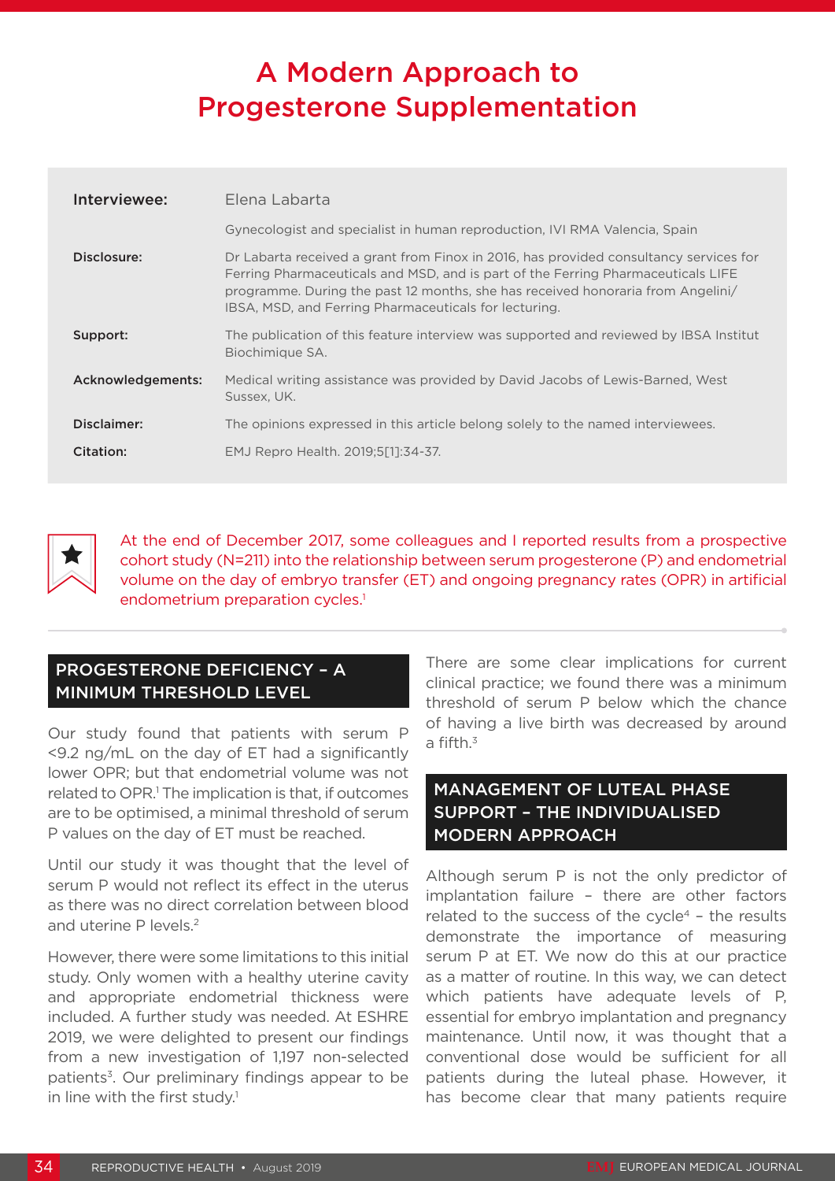# A Modern Approach to Progesterone Supplementation

| | |
|---|---|
| **Interviewee:** | Elena Labarta |
| | Gynecologist and specialist in human reproduction, IVI RMA Valencia, Spain |
| **Disclosure:** | Dr Labarta received a grant from Finox in 2016, has provided consultancy services for Ferring Pharmaceuticals and MSD, and is part of the Ferring Pharmaceuticals LIFE programme. During the past 12 months, she has received honoraria from Angelini/IBSA, MSD, and Ferring Pharmaceuticals for lecturing. |
| **Support:** | The publication of this feature interview was supported and reviewed by IBSA Institut Biochimique SA. |
| **Acknowledgements:** | Medical writing assistance was provided by David Jacobs of Lewis-Barned, West Sussex, UK. |
| **Disclaimer:** | The opinions expressed in this article belong solely to the named interviewees. |
| **Citation:** | EMJ Repro Health. 2019;5[1]:34-37. |

At the end of December 2017, some colleagues and I reported results from a prospective cohort study (N=211) into the relationship between serum progesterone (P) and endometrial volume on the day of embryo transfer (ET) and ongoing pregnancy rates (OPR) in artificial endometrium preparation cycles.[1]

## PROGESTERONE DEFICIENCY – A MINIMUM THRESHOLD LEVEL

Our study found that patients with serum P <9.2 ng/mL on the day of ET had a significantly lower OPR; but that endometrial volume was not related to OPR.[1] The implication is that, if outcomes are to be optimised, a minimal threshold of serum P values on the day of ET must be reached.

Until our study it was thought that the level of serum P would not reflect its effect in the uterus as there was no direct correlation between blood and uterine P levels.[2]

However, there were some limitations to this initial study. Only women with a healthy uterine cavity and appropriate endometrial thickness were included. A further study was needed. At ESHRE 2019, we were delighted to present our findings from a new investigation of 1,197 non-selected patients[3]. Our preliminary findings appear to be in line with the first study.[1]

There are some clear implications for current clinical practice; we found there was a minimum threshold of serum P below which the chance of having a live birth was decreased by around a fifth.[3]

## MANAGEMENT OF LUTEAL PHASE SUPPORT – THE INDIVIDUALISED MODERN APPROACH

Although serum P is not the only predictor of implantation failure – there are other factors related to the success of the cycle[4] – the results demonstrate the importance of measuring serum P at ET. We now do this at our practice as a matter of routine. In this way, we can detect which patients have adequate levels of P, essential for embryo implantation and pregnancy maintenance. Until now, it was thought that a conventional dose would be sufficient for all patients during the luteal phase. However, it has become clear that many patients require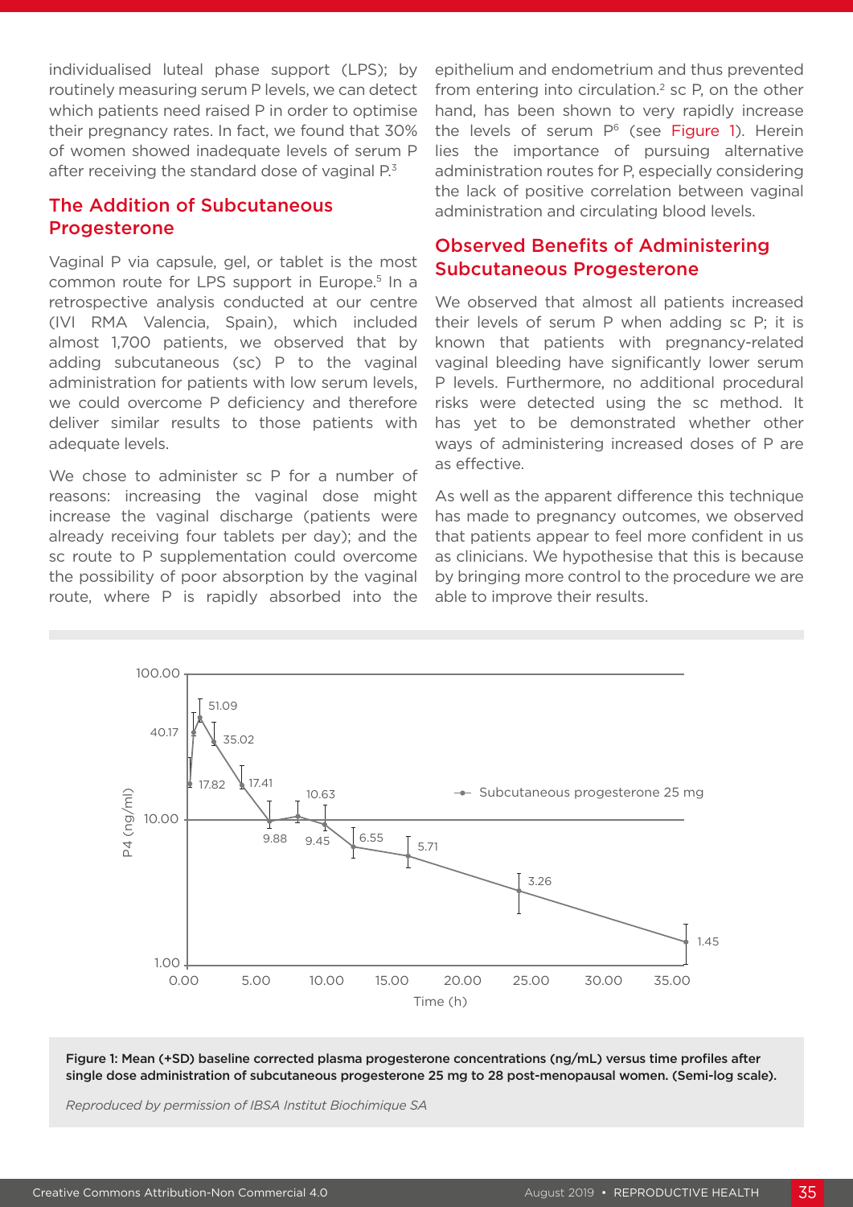individualised luteal phase support (LPS); by routinely measuring serum P levels, we can detect which patients need raised P in order to optimise their pregnancy rates. In fact, we found that 30% of women showed inadequate levels of serum P after receiving the standard dose of vaginal P.[3]

## The Addition of Subcutaneous Progesterone

Vaginal P via capsule, gel, or tablet is the most common route for LPS support in Europe.[5] In a retrospective analysis conducted at our centre (IVI RMA Valencia, Spain), which included almost 1,700 patients, we observed that by adding subcutaneous (sc) P to the vaginal administration for patients with low serum levels, we could overcome P deficiency and therefore deliver similar results to those patients with adequate levels.

We chose to administer sc P for a number of reasons: increasing the vaginal dose might increase the vaginal discharge (patients were already receiving four tablets per day); and the sc route to P supplementation could overcome the possibility of poor absorption by the vaginal route, where P is rapidly absorbed into the epithelium and endometrium and thus prevented from entering into circulation.[2] sc P, on the other hand, has been shown to very rapidly increase the levels of serum P[6] (see Figure 1). Herein lies the importance of pursuing alternative administration routes for P, especially considering the lack of positive correlation between vaginal administration and circulating blood levels.

## Observed Benefits of Administering Subcutaneous Progesterone

We observed that almost all patients increased their levels of serum P when adding sc P; it is known that patients with pregnancy-related vaginal bleeding have significantly lower serum P levels. Furthermore, no additional procedural risks were detected using the sc method. It has yet to be demonstrated whether other ways of administering increased doses of P are as effective.

As well as the apparent difference this technique has made to pregnancy outcomes, we observed that patients appear to feel more confident in us as clinicians. We hypothesise that this is because by bringing more control to the procedure we are able to improve their results.

**Figure 1: Mean (+SD) baseline corrected plasma progesterone concentrations (ng/mL) versus time profiles after single dose administration of subcutaneous progesterone 25 mg to 28 post-menopausal women. (Semi-log scale).**

*Reproduced by permission of IBSA Institut Biochimique SA*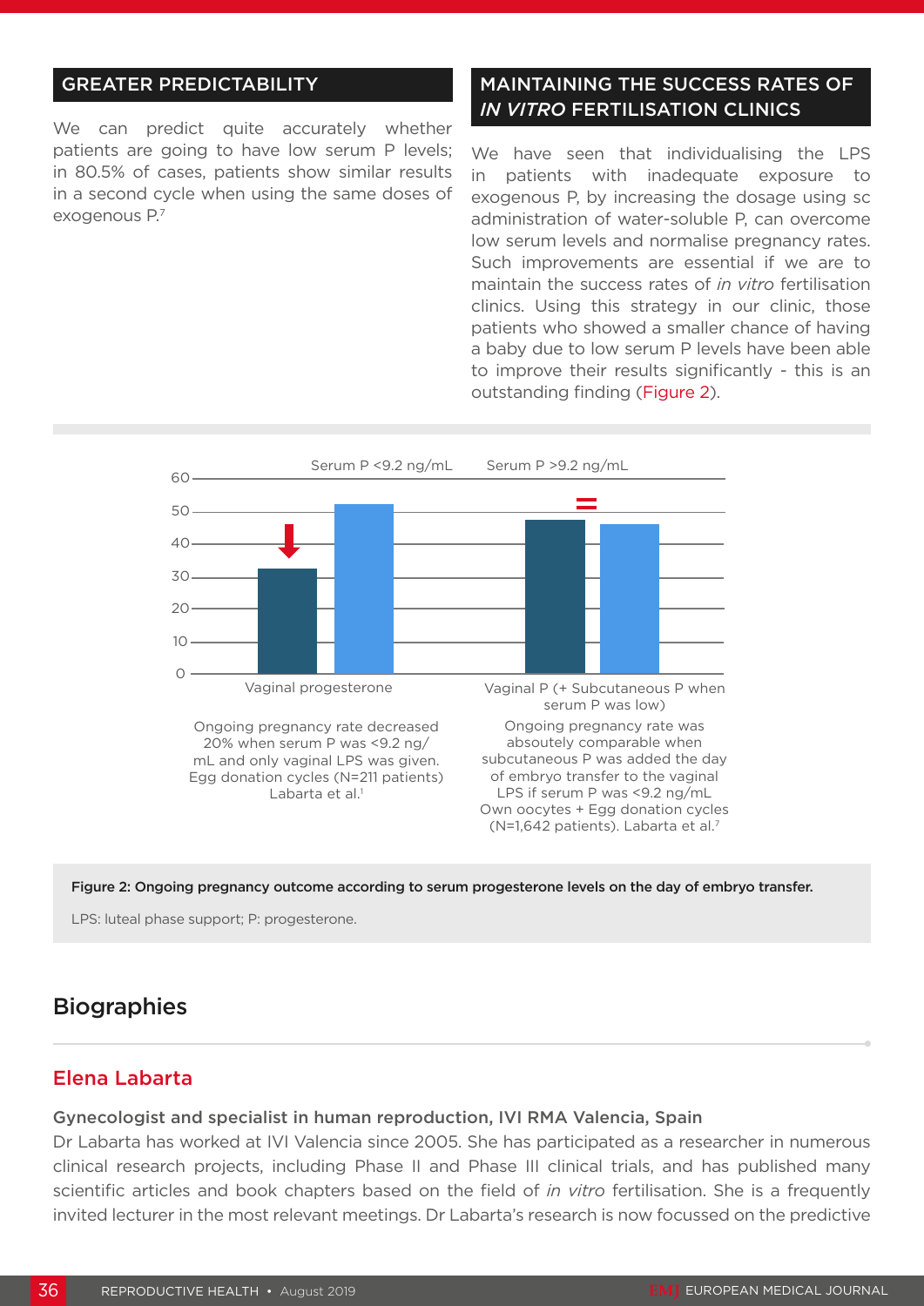## GREATER PREDICTABILITY

We can predict quite accurately whether patients are going to have low serum P levels; in 80.5% of cases, patients show similar results in a second cycle when using the same doses of exogenous P.[7]

## MAINTAINING THE SUCCESS RATES OF *IN VITRO* FERTILISATION CLINICS

We have seen that individualising the LPS in patients with inadequate exposure to exogenous P, by increasing the dosage using sc administration of water-soluble P, can overcome low serum levels and normalise pregnancy rates. Such improvements are essential if we are to maintain the success rates of *in vitro* fertilisation clinics. Using this strategy in our clinic, those patients who showed a smaller chance of having a baby due to low serum P levels have been able to improve their results significantly - this is an outstanding finding (Figure 2).

Serum P <9.2 ng/mL    Serum P >9.2 ng/mL

Vaginal progesterone

Ongoing pregnancy rate decreased 20% when serum P was <9.2 ng/mL and only vaginal LPS was given. Egg donation cycles (N=211 patients) Labarta et al.[1]

Vaginal P (+ Subcutaneous P when serum P was low)

Ongoing pregnancy rate was absoutely comparable when subcutaneous P was added the day of embryo transfer to the vaginal LPS if serum P was <9.2 ng/mL Own oocytes + Egg donation cycles (N=1,642 patients). Labarta et al.[7]

**Figure 2: Ongoing pregnancy outcome according to serum progesterone levels on the day of embryo transfer.**

LPS: luteal phase support; P: progesterone.

# Biographies

## Elena Labarta

**Gynecologist and specialist in human reproduction, IVI RMA Valencia, Spain**

Dr Labarta has worked at IVI Valencia since 2005. She has participated as a researcher in numerous clinical research projects, including Phase II and Phase III clinical trials, and has published many scientific articles and book chapters based on the field of *in vitro* fertilisation. She is a frequently invited lecturer in the most relevant meetings. Dr Labarta's research is now focussed on the predictive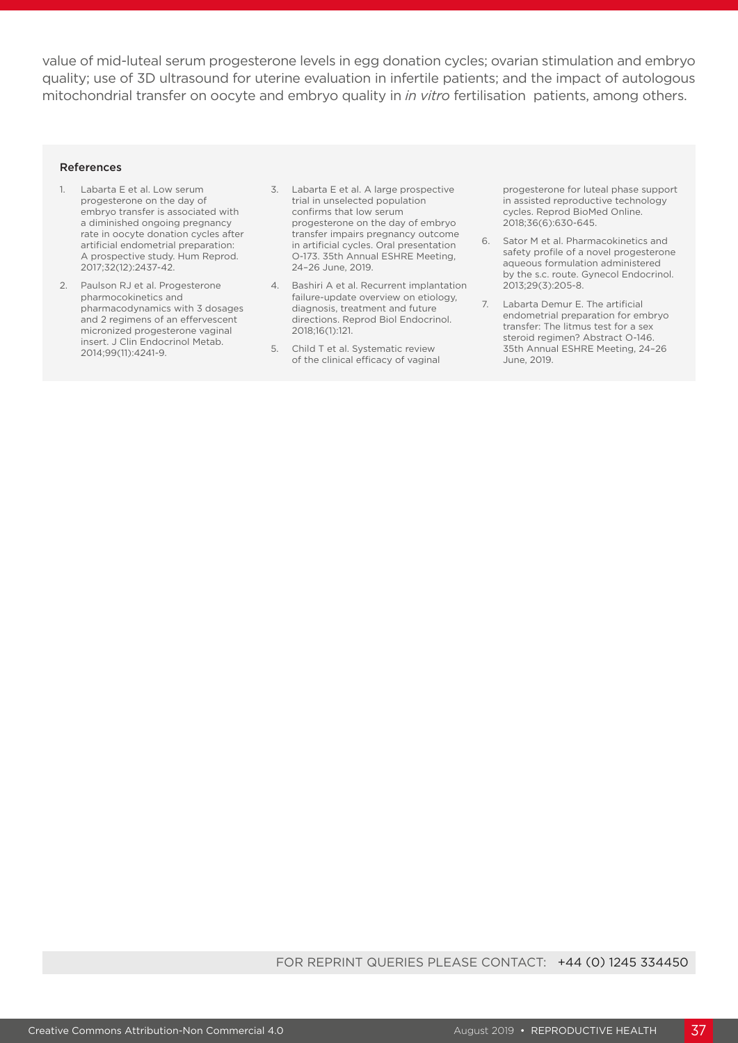value of mid-luteal serum progesterone levels in egg donation cycles; ovarian stimulation and embryo quality; use of 3D ultrasound for uterine evaluation in infertile patients; and the impact of autologous mitochondrial transfer on oocyte and embryo quality in *in vitro* fertilisation patients, among others.

## References

1. Labarta E et al. Low serum progesterone on the day of embryo transfer is associated with a diminished ongoing pregnancy rate in oocyte donation cycles after artificial endometrial preparation: A prospective study. Hum Reprod. 2017;32(12):2437-42.
2. Paulson RJ et al. Progesterone pharmocokinetics and pharmacodynamics with 3 dosages and 2 regimens of an effervescent micronized progesterone vaginal insert. J Clin Endocrinol Metab. 2014;99(11):4241-9.
3. Labarta E et al. A large prospective trial in unselected population confirms that low serum progesterone on the day of embryo transfer impairs pregnancy outcome in artificial cycles. Oral presentation O-173. 35th Annual ESHRE Meeting, 24–26 June, 2019.
4. Bashiri A et al. Recurrent implantation failure-update overview on etiology, diagnosis, treatment and future directions. Reprod Biol Endocrinol. 2018;16(1):121.
5. Child T et al. Systematic review of the clinical efficacy of vaginal progesterone for luteal phase support in assisted reproductive technology cycles. Reprod BioMed Online. 2018;36(6):630-645.
6. Sator M et al. Pharmacokinetics and safety profile of a novel progesterone aqueous formulation administered by the s.c. route. Gynecol Endocrinol. 2013;29(3):205-8.
7. Labarta Demur E. The artificial endometrial preparation for embryo transfer: The litmus test for a sex steroid regimen? Abstract O-146. 35th Annual ESHRE Meeting, 24–26 June, 2019.

FOR REPRINT QUERIES PLEASE CONTACT: +44 (0) 1245 334450

Creative Commons Attribution-Non Commercial 4.0